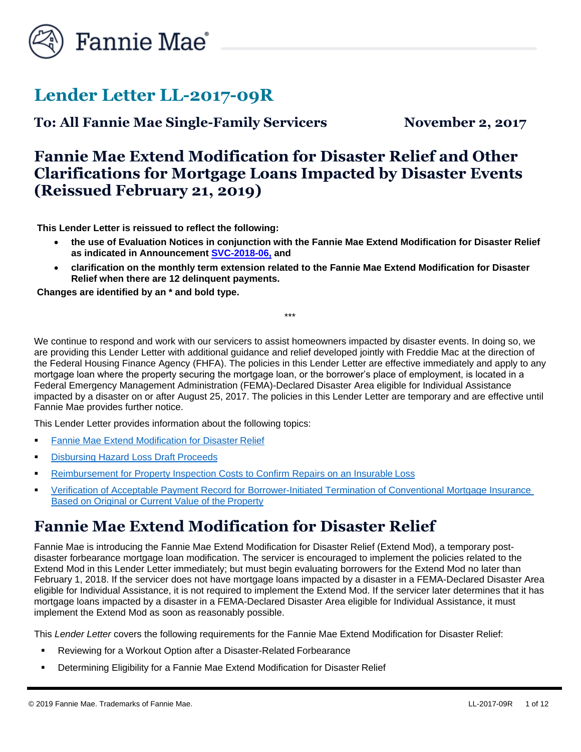# Lender Letter LL-2017-09R

**To: All Fannie Mae Single-Family Servicers** **November 2, 2017**

## Fannie Mae Extend Modification for Disaster Relief and Other Clarifications for Mortgage Loans Impacted by Disaster Events (Reissued February 21, 2019)

**This Lender Letter is reissued to reflect the following:**

- **the use of Evaluation Notices in conjunction with the Fannie Mae Extend Modification for Disaster Relief as indicated in Announcement SVC-2018-06, and**
- **clarification on the monthly term extension related to the Fannie Mae Extend Modification for Disaster Relief when there are 12 delinquent payments.**

**Changes are identified by an * and bold type.**

***

We continue to respond and work with our servicers to assist homeowners impacted by disaster events. In doing so, we are providing this Lender Letter with additional guidance and relief developed jointly with Freddie Mac at the direction of the Federal Housing Finance Agency (FHFA). The policies in this Lender Letter are effective immediately and apply to any mortgage loan where the property securing the mortgage loan, or the borrower's place of employment, is located in a Federal Emergency Management Administration (FEMA)-Declared Disaster Area eligible for Individual Assistance impacted by a disaster on or after August 25, 2017. The policies in this Lender Letter are temporary and are effective until Fannie Mae provides further notice.

This Lender Letter provides information about the following topics:

- Fannie Mae Extend Modification for Disaster Relief
- Disbursing Hazard Loss Draft Proceeds
- Reimbursement for Property Inspection Costs to Confirm Repairs on an Insurable Loss
- Verification of Acceptable Payment Record for Borrower-Initiated Termination of Conventional Mortgage Insurance Based on Original or Current Value of the Property

## Fannie Mae Extend Modification for Disaster Relief

Fannie Mae is introducing the Fannie Mae Extend Modification for Disaster Relief (Extend Mod), a temporary post-disaster forbearance mortgage loan modification. The servicer is encouraged to implement the policies related to the Extend Mod in this Lender Letter immediately; but must begin evaluating borrowers for the Extend Mod no later than February 1, 2018. If the servicer does not have mortgage loans impacted by a disaster in a FEMA-Declared Disaster Area eligible for Individual Assistance, it is not required to implement the Extend Mod. If the servicer later determines that it has mortgage loans impacted by a disaster in a FEMA-Declared Disaster Area eligible for Individual Assistance, it must implement the Extend Mod as soon as reasonably possible.

This *Lender Letter* covers the following requirements for the Fannie Mae Extend Modification for Disaster Relief:

- Reviewing for a Workout Option after a Disaster-Related Forbearance
- Determining Eligibility for a Fannie Mae Extend Modification for Disaster Relief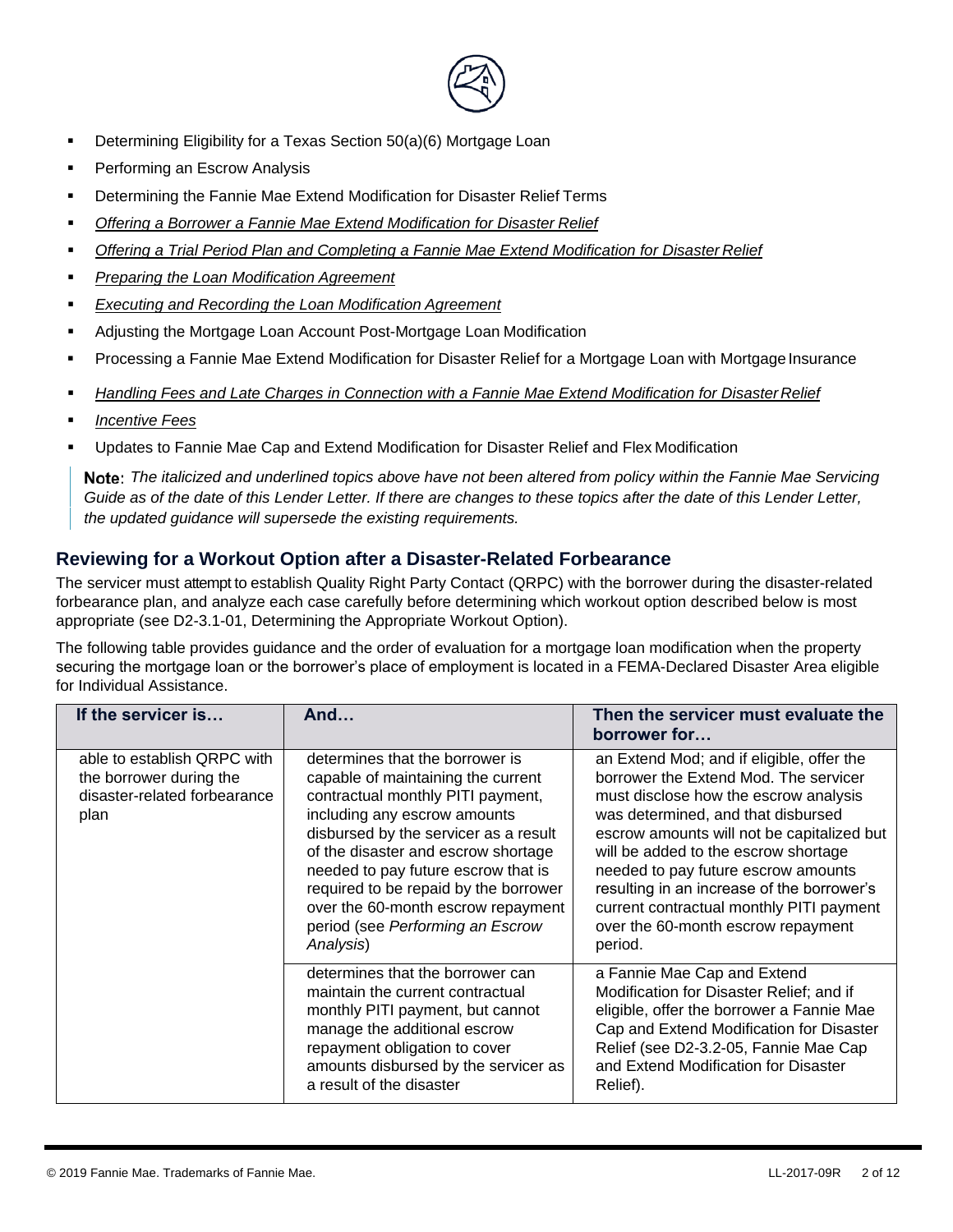- Determining Eligibility for a Texas Section 50(a)(6) Mortgage Loan
- Performing an Escrow Analysis
- Determining the Fannie Mae Extend Modification for Disaster Relief Terms
- *Offering a Borrower a Fannie Mae Extend Modification for Disaster Relief*
- *Offering a Trial Period Plan and Completing a Fannie Mae Extend Modification for Disaster Relief*
- *Preparing the Loan Modification Agreement*
- *Executing and Recording the Loan Modification Agreement*
- Adjusting the Mortgage Loan Account Post-Mortgage Loan Modification
- Processing a Fannie Mae Extend Modification for Disaster Relief for a Mortgage Loan with Mortgage Insurance
- *Handling Fees and Late Charges in Connection with a Fannie Mae Extend Modification for Disaster Relief*
- *Incentive Fees*
- Updates to Fannie Mae Cap and Extend Modification for Disaster Relief and Flex Modification

> **Note**: *The italicized and underlined topics above have not been altered from policy within the Fannie Mae Servicing Guide as of the date of this Lender Letter. If there are changes to these topics after the date of this Lender Letter, the updated guidance will supersede the existing requirements.*

## Reviewing for a Workout Option after a Disaster-Related Forbearance

The servicer must attempt to establish Quality Right Party Contact (QRPC) with the borrower during the disaster-related forbearance plan, and analyze each case carefully before determining which workout option described below is most appropriate (see D2-3.1-01, Determining the Appropriate Workout Option).

The following table provides guidance and the order of evaluation for a mortgage loan modification when the property securing the mortgage loan or the borrower's place of employment is located in a FEMA-Declared Disaster Area eligible for Individual Assistance.

| If the servicer is… | And… | Then the servicer must evaluate the borrower for… |
|---|---|---|
| able to establish QRPC with the borrower during the disaster-related forbearance plan | determines that the borrower is capable of maintaining the current contractual monthly PITI payment, including any escrow amounts disbursed by the servicer as a result of the disaster and escrow shortage needed to pay future escrow that is required to be repaid by the borrower over the 60-month escrow repayment period (see *Performing an Escrow Analysis*) | an Extend Mod; and if eligible, offer the borrower the Extend Mod. The servicer must disclose how the escrow analysis was determined, and that disbursed escrow amounts will not be capitalized but will be added to the escrow shortage needed to pay future escrow amounts resulting in an increase of the borrower's current contractual monthly PITI payment over the 60-month escrow repayment period. |
| | determines that the borrower can maintain the current contractual monthly PITI payment, but cannot manage the additional escrow repayment obligation to cover amounts disbursed by the servicer as a result of the disaster | a Fannie Mae Cap and Extend Modification for Disaster Relief; and if eligible, offer the borrower a Fannie Mae Cap and Extend Modification for Disaster Relief (see D2-3.2-05, Fannie Mae Cap and Extend Modification for Disaster Relief). |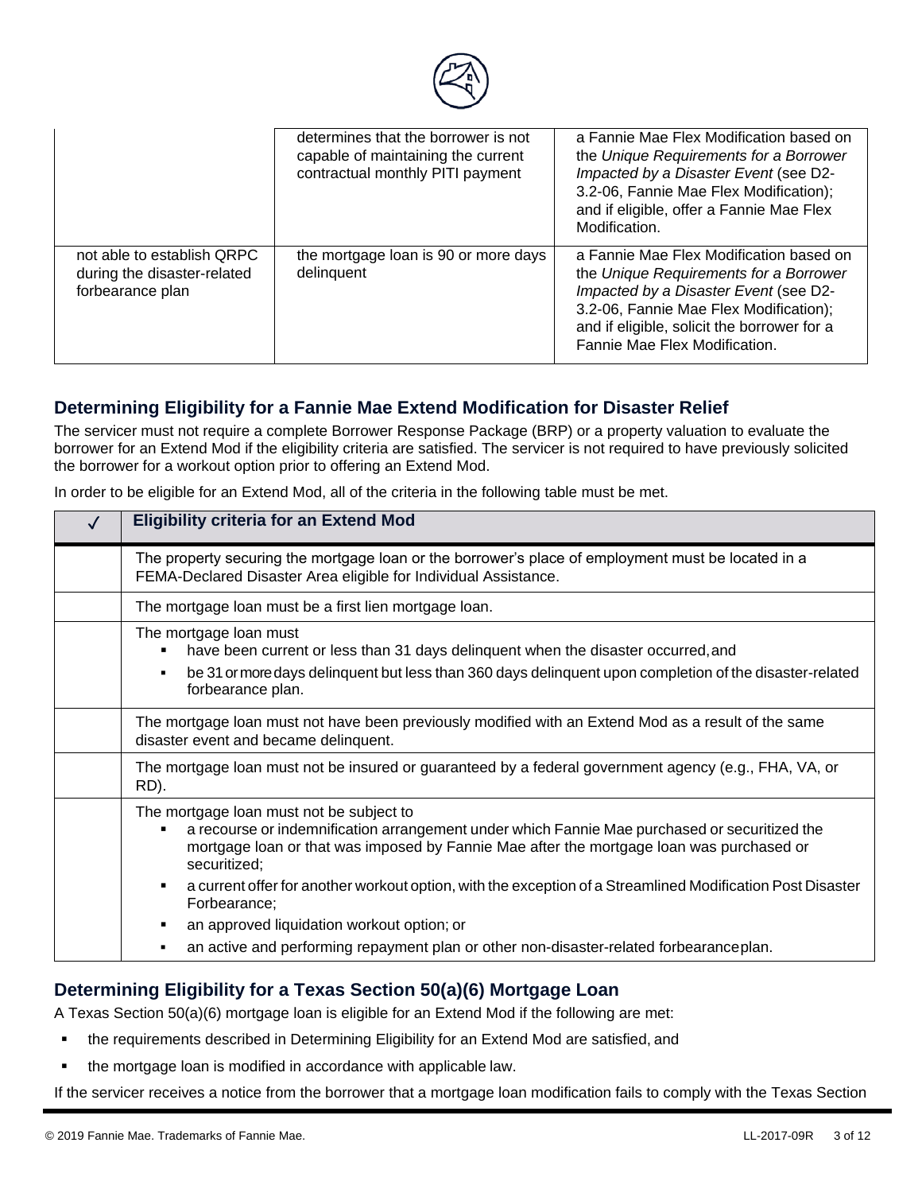| | | |
|---|---|---|
| | determines that the borrower is not capable of maintaining the current contractual monthly PITI payment | a Fannie Mae Flex Modification based on the *Unique Requirements for a Borrower Impacted by a Disaster Event* (see D2-3.2-06, Fannie Mae Flex Modification); and if eligible, offer a Fannie Mae Flex Modification. |
| not able to establish QRPC during the disaster-related forbearance plan | the mortgage loan is 90 or more days delinquent | a Fannie Mae Flex Modification based on the *Unique Requirements for a Borrower Impacted by a Disaster Event* (see D2-3.2-06, Fannie Mae Flex Modification); and if eligible, solicit the borrower for a Fannie Mae Flex Modification. |

## Determining Eligibility for a Fannie Mae Extend Modification for Disaster Relief

The servicer must not require a complete Borrower Response Package (BRP) or a property valuation to evaluate the borrower for an Extend Mod if the eligibility criteria are satisfied. The servicer is not required to have previously solicited the borrower for a workout option prior to offering an Extend Mod.

In order to be eligible for an Extend Mod, all of the criteria in the following table must be met.

| ✓ | Eligibility criteria for an Extend Mod |
|---|---|
| | The property securing the mortgage loan or the borrower's place of employment must be located in a FEMA-Declared Disaster Area eligible for Individual Assistance. |
| | The mortgage loan must be a first lien mortgage loan. |
| | The mortgage loan must<br>▪ have been current or less than 31 days delinquent when the disaster occurred, and<br>▪ be 31 or more days delinquent but less than 360 days delinquent upon completion of the disaster-related forbearance plan. |
| | The mortgage loan must not have been previously modified with an Extend Mod as a result of the same disaster event and became delinquent. |
| | The mortgage loan must not be insured or guaranteed by a federal government agency (e.g., FHA, VA, or RD). |
| | The mortgage loan must not be subject to<br>▪ a recourse or indemnification arrangement under which Fannie Mae purchased or securitized the mortgage loan or that was imposed by Fannie Mae after the mortgage loan was purchased or securitized;<br>▪ a current offer for another workout option, with the exception of a Streamlined Modification Post Disaster Forbearance;<br>▪ an approved liquidation workout option; or<br>▪ an active and performing repayment plan or other non-disaster-related forbearance plan. |

## Determining Eligibility for a Texas Section 50(a)(6) Mortgage Loan

A Texas Section 50(a)(6) mortgage loan is eligible for an Extend Mod if the following are met:

- the requirements described in Determining Eligibility for an Extend Mod are satisfied, and
- the mortgage loan is modified in accordance with applicable law.

If the servicer receives a notice from the borrower that a mortgage loan modification fails to comply with the Texas Section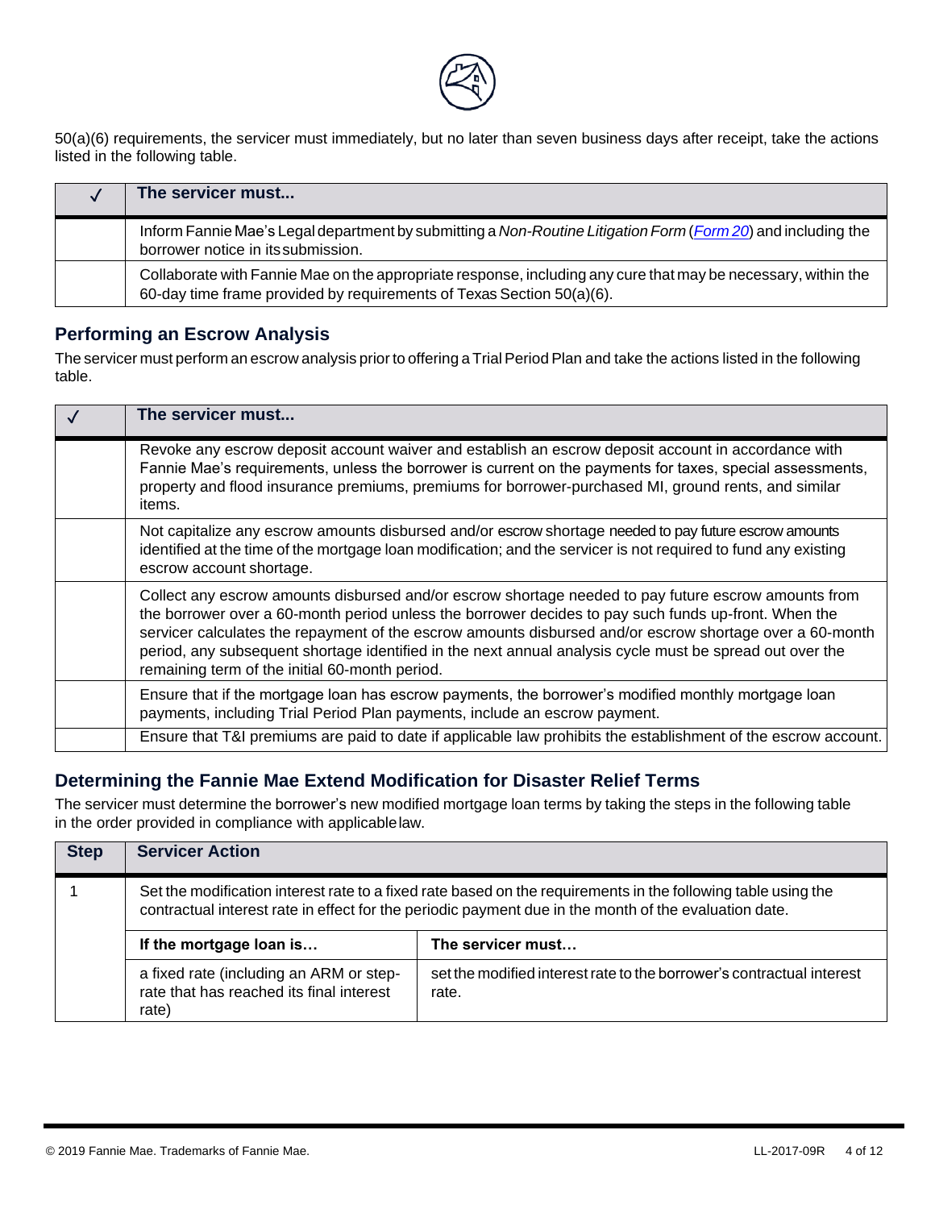50(a)(6) requirements, the servicer must immediately, but no later than seven business days after receipt, take the actions listed in the following table.

| ✓ | The servicer must... |
|---|---|
| | Inform Fannie Mae's Legal department by submitting a *Non-Routine Litigation Form* (*Form 20*) and including the borrower notice in its submission. |
| | Collaborate with Fannie Mae on the appropriate response, including any cure that may be necessary, within the 60-day time frame provided by requirements of Texas Section 50(a)(6). |

## Performing an Escrow Analysis

The servicer must perform an escrow analysis prior to offering a Trial Period Plan and take the actions listed in the following table.

| ✓ | The servicer must... |
|---|---|
| | Revoke any escrow deposit account waiver and establish an escrow deposit account in accordance with Fannie Mae's requirements, unless the borrower is current on the payments for taxes, special assessments, property and flood insurance premiums, premiums for borrower-purchased MI, ground rents, and similar items. |
| | Not capitalize any escrow amounts disbursed and/or escrow shortage needed to pay future escrow amounts identified at the time of the mortgage loan modification; and the servicer is not required to fund any existing escrow account shortage. |
| | Collect any escrow amounts disbursed and/or escrow shortage needed to pay future escrow amounts from the borrower over a 60-month period unless the borrower decides to pay such funds up-front. When the servicer calculates the repayment of the escrow amounts disbursed and/or escrow shortage over a 60-month period, any subsequent shortage identified in the next annual analysis cycle must be spread out over the remaining term of the initial 60-month period. |
| | Ensure that if the mortgage loan has escrow payments, the borrower's modified monthly mortgage loan payments, including Trial Period Plan payments, include an escrow payment. |
| | Ensure that T&I premiums are paid to date if applicable law prohibits the establishment of the escrow account. |

## Determining the Fannie Mae Extend Modification for Disaster Relief Terms

The servicer must determine the borrower's new modified mortgage loan terms by taking the steps in the following table in the order provided in compliance with applicable law.

| Step | Servicer Action | |
|---|---|---|
| 1 | Set the modification interest rate to a fixed rate based on the requirements in the following table using the contractual interest rate in effect for the periodic payment due in the month of the evaluation date. | |
| | **If the mortgage loan is…** | **The servicer must…** |
| | a fixed rate (including an ARM or step-rate that has reached its final interest rate) | set the modified interest rate to the borrower's contractual interest rate. |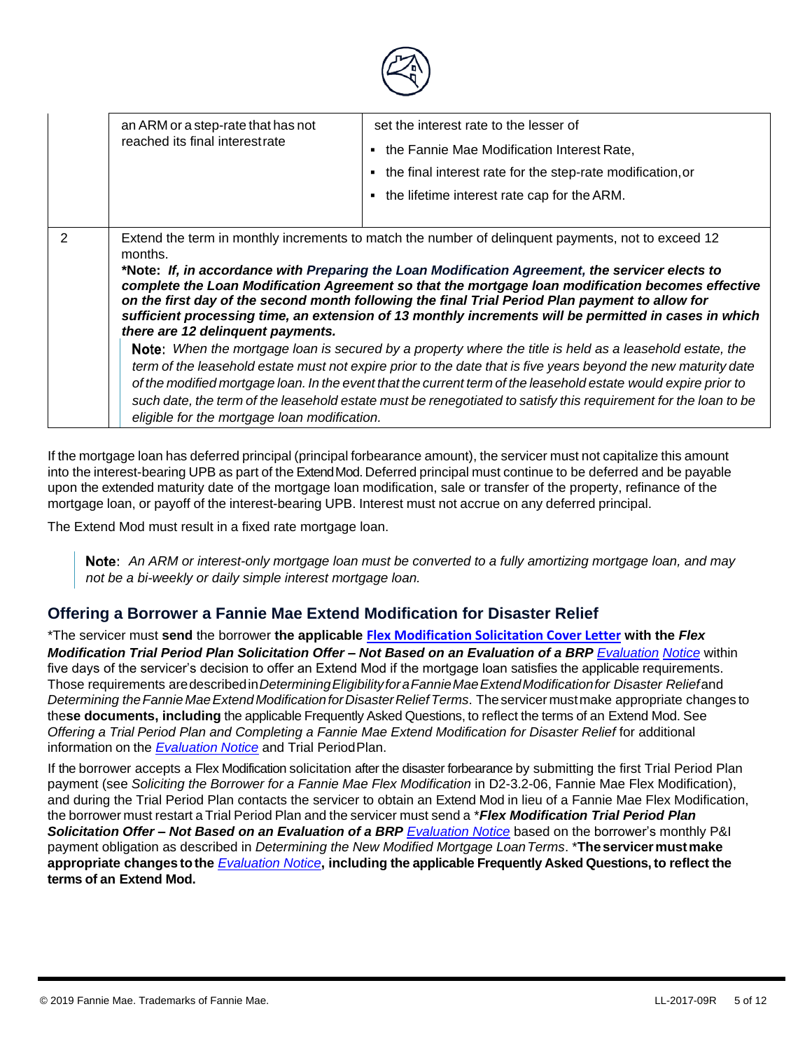| | | |
|---|---|---|
| | an ARM or a step-rate that has not reached its final interest rate | set the interest rate to the lesser of<br>• the Fannie Mae Modification Interest Rate,<br>• the final interest rate for the step-rate modification, or<br>• the lifetime interest rate cap for the ARM. |
| 2 | Extend the term in monthly increments to match the number of delinquent payments, not to exceed 12 months.<br>***Note: *If, in accordance with Preparing the Loan Modification Agreement, the servicer elects to complete the Loan Modification Agreement so that the mortgage loan modification becomes effective on the first day of the second month following the final Trial Period Plan payment to allow for sufficient processing time, an extension of 13 monthly increments will be permitted in cases in which there are 12 delinquent payments.***<br>**Note:** *When the mortgage loan is secured by a property where the title is held as a leasehold estate, the term of the leasehold estate must not expire prior to the date that is five years beyond the new maturity date of the modified mortgage loan. In the event that the current term of the leasehold estate would expire prior to such date, the term of the leasehold estate must be renegotiated to satisfy this requirement for the loan to be eligible for the mortgage loan modification.* | |

If the mortgage loan has deferred principal (principal forbearance amount), the servicer must not capitalize this amount into the interest-bearing UPB as part of the Extend Mod. Deferred principal must continue to be deferred and be payable upon the extended maturity date of the mortgage loan modification, sale or transfer of the property, refinance of the mortgage loan, or payoff of the interest-bearing UPB. Interest must not accrue on any deferred principal.

The Extend Mod must result in a fixed rate mortgage loan.

> **Note:** *An ARM or interest-only mortgage loan must be converted to a fully amortizing mortgage loan, and may not be a bi-weekly or daily simple interest mortgage loan.*

## Offering a Borrower a Fannie Mae Extend Modification for Disaster Relief

*The servicer must **send** the borrower **the applicable Flex Modification Solicitation Cover Letter with the *Flex Modification Trial Period Plan Solicitation Offer – Not Based on an Evaluation of a BRP* Evaluation Notice** within five days of the servicer's decision to offer an Extend Mod if the mortgage loan satisfies the applicable requirements. Those requirements are described in *Determining Eligibility for a Fannie Mae Extend Modification for Disaster Relief* and *Determining the Fannie Mae Extend Modification for Disaster Relief Terms*. The servicer must make appropriate changes to the**se documents, including** the applicable Frequently Asked Questions, to reflect the terms of an Extend Mod. See *Offering a Trial Period Plan and Completing a Fannie Mae Extend Modification for Disaster Relief* for additional information on the *Evaluation Notice* and Trial Period Plan.

If the borrower accepts a Flex Modification solicitation after the disaster forbearance by submitting the first Trial Period Plan payment (see *Soliciting the Borrower for a Fannie Mae Flex Modification* in D2-3.2-06, Fannie Mae Flex Modification), and during the Trial Period Plan contacts the servicer to obtain an Extend Mod in lieu of a Fannie Mae Flex Modification, the borrower must restart a Trial Period Plan and the servicer must send a ****Flex Modification Trial Period Plan Solicitation Offer – Not Based on an Evaluation of a BRP*** *Evaluation Notice* based on the borrower's monthly P&I payment obligation as described in *Determining the New Modified Mortgage Loan Terms*. ***The servicer must make appropriate changes to the *Evaluation Notice*, including the applicable Frequently Asked Questions, to reflect the terms of an Extend Mod.**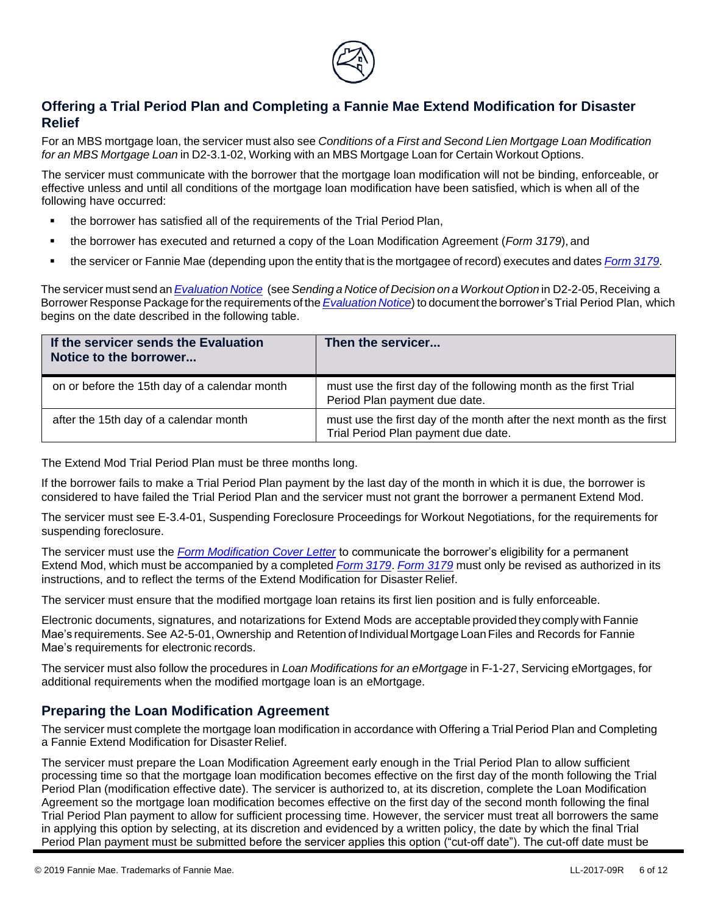## Offering a Trial Period Plan and Completing a Fannie Mae Extend Modification for Disaster Relief

For an MBS mortgage loan, the servicer must also see *Conditions of a First and Second Lien Mortgage Loan Modification for an MBS Mortgage Loan* in D2-3.1-02, Working with an MBS Mortgage Loan for Certain Workout Options.

The servicer must communicate with the borrower that the mortgage loan modification will not be binding, enforceable, or effective unless and until all conditions of the mortgage loan modification have been satisfied, which is when all of the following have occurred:

- the borrower has satisfied all of the requirements of the Trial Period Plan,
- the borrower has executed and returned a copy of the Loan Modification Agreement (*Form 3179*), and
- the servicer or Fannie Mae (depending upon the entity that is the mortgagee of record) executes and dates *Form 3179*.

The servicer must send an *Evaluation Notice* (see *Sending a Notice of Decision on a Workout Option* in D2-2-05, Receiving a Borrower Response Package for the requirements of the *Evaluation Notice*) to document the borrower's Trial Period Plan, which begins on the date described in the following table.

| If the servicer sends the Evaluation Notice to the borrower... | Then the servicer... |
|---|---|
| on or before the 15th day of a calendar month | must use the first day of the following month as the first Trial Period Plan payment due date. |
| after the 15th day of a calendar month | must use the first day of the month after the next month as the first Trial Period Plan payment due date. |

The Extend Mod Trial Period Plan must be three months long.

If the borrower fails to make a Trial Period Plan payment by the last day of the month in which it is due, the borrower is considered to have failed the Trial Period Plan and the servicer must not grant the borrower a permanent Extend Mod.

The servicer must see E-3.4-01, Suspending Foreclosure Proceedings for Workout Negotiations, for the requirements for suspending foreclosure.

The servicer must use the *Form Modification Cover Letter* to communicate the borrower's eligibility for a permanent Extend Mod, which must be accompanied by a completed *Form 3179*. *Form 3179* must only be revised as authorized in its instructions, and to reflect the terms of the Extend Modification for Disaster Relief.

The servicer must ensure that the modified mortgage loan retains its first lien position and is fully enforceable.

Electronic documents, signatures, and notarizations for Extend Mods are acceptable provided they comply with Fannie Mae's requirements. See A2-5-01, Ownership and Retention of Individual Mortgage Loan Files and Records for Fannie Mae's requirements for electronic records.

The servicer must also follow the procedures in *Loan Modifications for an eMortgage* in F-1-27, Servicing eMortgages, for additional requirements when the modified mortgage loan is an eMortgage.

## Preparing the Loan Modification Agreement

The servicer must complete the mortgage loan modification in accordance with Offering a Trial Period Plan and Completing a Fannie Extend Modification for Disaster Relief.

The servicer must prepare the Loan Modification Agreement early enough in the Trial Period Plan to allow sufficient processing time so that the mortgage loan modification becomes effective on the first day of the month following the Trial Period Plan (modification effective date). The servicer is authorized to, at its discretion, complete the Loan Modification Agreement so the mortgage loan modification becomes effective on the first day of the second month following the final Trial Period Plan payment to allow for sufficient processing time. However, the servicer must treat all borrowers the same in applying this option by selecting, at its discretion and evidenced by a written policy, the date by which the final Trial Period Plan payment must be submitted before the servicer applies this option ("cut-off date"). The cut-off date must be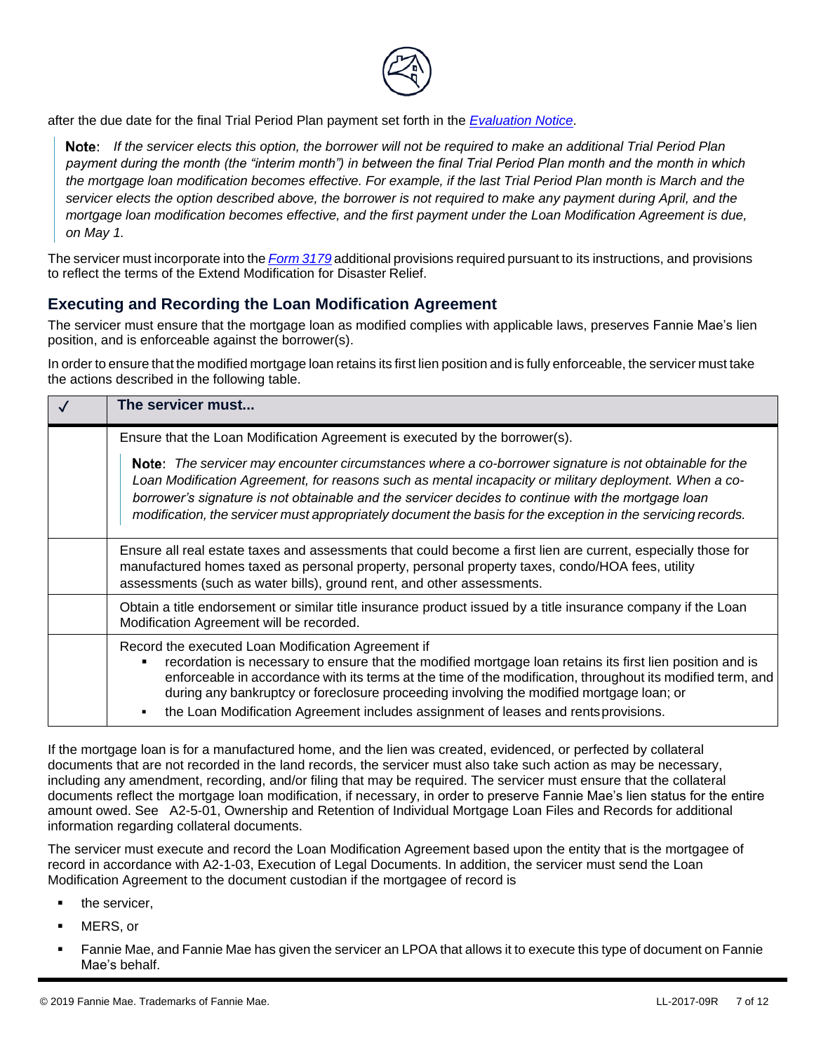after the due date for the final Trial Period Plan payment set forth in the *Evaluation Notice*.

> **Note:** *If the servicer elects this option, the borrower will not be required to make an additional Trial Period Plan payment during the month (the "interim month") in between the final Trial Period Plan month and the month in which the mortgage loan modification becomes effective. For example, if the last Trial Period Plan month is March and the servicer elects the option described above, the borrower is not required to make any payment during April, and the mortgage loan modification becomes effective, and the first payment under the Loan Modification Agreement is due, on May 1.*

The servicer must incorporate into the *Form 3179* additional provisions required pursuant to its instructions, and provisions to reflect the terms of the Extend Modification for Disaster Relief.

## Executing and Recording the Loan Modification Agreement

The servicer must ensure that the mortgage loan as modified complies with applicable laws, preserves Fannie Mae's lien position, and is enforceable against the borrower(s).

In order to ensure that the modified mortgage loan retains its first lien position and is fully enforceable, the servicer must take the actions described in the following table.

| ✓ | The servicer must... |
|---|---|
| | Ensure that the Loan Modification Agreement is executed by the borrower(s).<br><br>**Note:** *The servicer may encounter circumstances where a co-borrower signature is not obtainable for the Loan Modification Agreement, for reasons such as mental incapacity or military deployment. When a co-borrower's signature is not obtainable and the servicer decides to continue with the mortgage loan modification, the servicer must appropriately document the basis for the exception in the servicing records.* |
| | Ensure all real estate taxes and assessments that could become a first lien are current, especially those for manufactured homes taxed as personal property, personal property taxes, condo/HOA fees, utility assessments (such as water bills), ground rent, and other assessments. |
| | Obtain a title endorsement or similar title insurance product issued by a title insurance company if the Loan Modification Agreement will be recorded. |
| | Record the executed Loan Modification Agreement if<br>▪ recordation is necessary to ensure that the modified mortgage loan retains its first lien position and is enforceable in accordance with its terms at the time of the modification, throughout its modified term, and during any bankruptcy or foreclosure proceeding involving the modified mortgage loan; or<br>▪ the Loan Modification Agreement includes assignment of leases and rents provisions. |

If the mortgage loan is for a manufactured home, and the lien was created, evidenced, or perfected by collateral documents that are not recorded in the land records, the servicer must also take such action as may be necessary, including any amendment, recording, and/or filing that may be required. The servicer must ensure that the collateral documents reflect the mortgage loan modification, if necessary, in order to preserve Fannie Mae's lien status for the entire amount owed. See A2-5-01, Ownership and Retention of Individual Mortgage Loan Files and Records for additional information regarding collateral documents.

The servicer must execute and record the Loan Modification Agreement based upon the entity that is the mortgagee of record in accordance with A2-1-03, Execution of Legal Documents. In addition, the servicer must send the Loan Modification Agreement to the document custodian if the mortgagee of record is

- the servicer,
- MERS, or
- Fannie Mae, and Fannie Mae has given the servicer an LPOA that allows it to execute this type of document on Fannie Mae's behalf.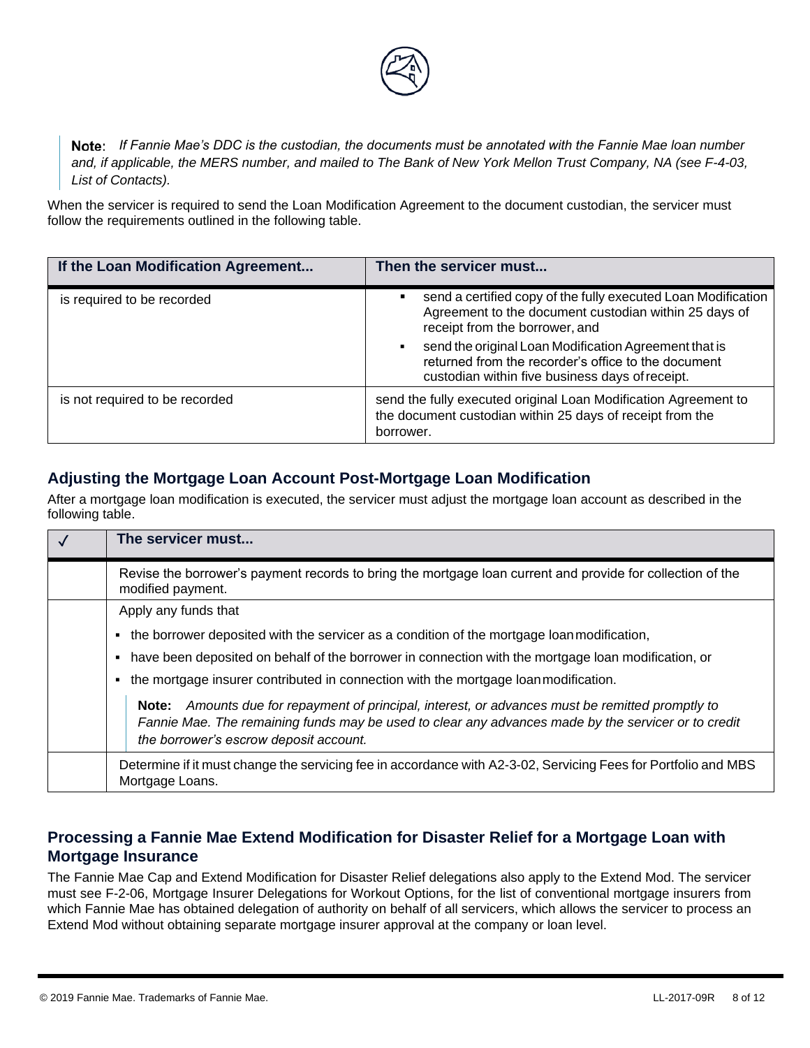> **Note**: *If Fannie Mae's DDC is the custodian, the documents must be annotated with the Fannie Mae loan number and, if applicable, the MERS number, and mailed to The Bank of New York Mellon Trust Company, NA (see F-4-03, List of Contacts).*

When the servicer is required to send the Loan Modification Agreement to the document custodian, the servicer must follow the requirements outlined in the following table.

| If the Loan Modification Agreement... | Then the servicer must... |
|---|---|
| is required to be recorded | ▪ send a certified copy of the fully executed Loan Modification Agreement to the document custodian within 25 days of receipt from the borrower, and<br>▪ send the original Loan Modification Agreement that is returned from the recorder's office to the document custodian within five business days of receipt. |
| is not required to be recorded | send the fully executed original Loan Modification Agreement to the document custodian within 25 days of receipt from the borrower. |

## Adjusting the Mortgage Loan Account Post-Mortgage Loan Modification

After a mortgage loan modification is executed, the servicer must adjust the mortgage loan account as described in the following table.

| ✓ | The servicer must... |
|---|---|
| | Revise the borrower's payment records to bring the mortgage loan current and provide for collection of the modified payment. |
| | Apply any funds that<br>▪ the borrower deposited with the servicer as a condition of the mortgage loan modification,<br>▪ have been deposited on behalf of the borrower in connection with the mortgage loan modification, or<br>▪ the mortgage insurer contributed in connection with the mortgage loan modification.<br>**Note:** *Amounts due for repayment of principal, interest, or advances must be remitted promptly to Fannie Mae. The remaining funds may be used to clear any advances made by the servicer or to credit the borrower's escrow deposit account.* |
| | Determine if it must change the servicing fee in accordance with A2-3-02, Servicing Fees for Portfolio and MBS Mortgage Loans. |

## Processing a Fannie Mae Extend Modification for Disaster Relief for a Mortgage Loan with Mortgage Insurance

The Fannie Mae Cap and Extend Modification for Disaster Relief delegations also apply to the Extend Mod. The servicer must see F-2-06, Mortgage Insurer Delegations for Workout Options, for the list of conventional mortgage insurers from which Fannie Mae has obtained delegation of authority on behalf of all servicers, which allows the servicer to process an Extend Mod without obtaining separate mortgage insurer approval at the company or loan level.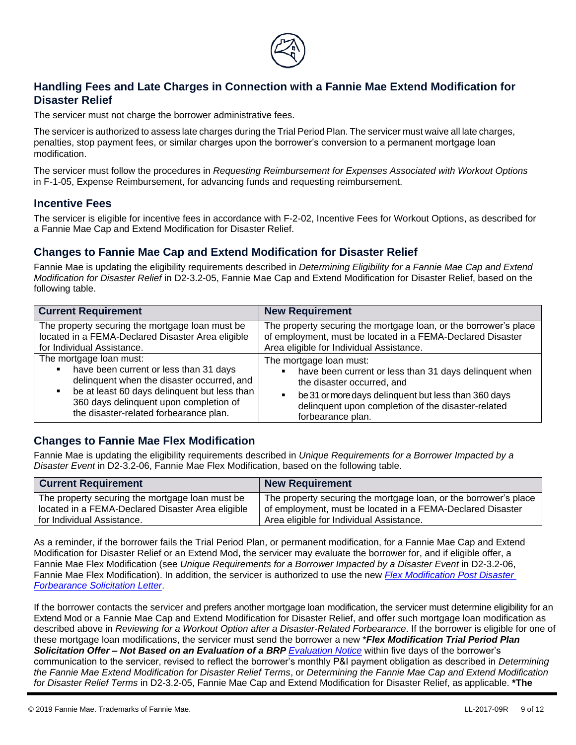## Handling Fees and Late Charges in Connection with a Fannie Mae Extend Modification for Disaster Relief

The servicer must not charge the borrower administrative fees.

The servicer is authorized to assess late charges during the Trial Period Plan. The servicer must waive all late charges, penalties, stop payment fees, or similar charges upon the borrower's conversion to a permanent mortgage loan modification.

The servicer must follow the procedures in *Requesting Reimbursement for Expenses Associated with Workout Options* in F-1-05, Expense Reimbursement, for advancing funds and requesting reimbursement.

## Incentive Fees

The servicer is eligible for incentive fees in accordance with F-2-02, Incentive Fees for Workout Options, as described for a Fannie Mae Cap and Extend Modification for Disaster Relief.

## Changes to Fannie Mae Cap and Extend Modification for Disaster Relief

Fannie Mae is updating the eligibility requirements described in *Determining Eligibility for a Fannie Mae Cap and Extend Modification for Disaster Relief* in D2-3.2-05, Fannie Mae Cap and Extend Modification for Disaster Relief, based on the following table.

| Current Requirement | New Requirement |
|---|---|
| The property securing the mortgage loan must be located in a FEMA-Declared Disaster Area eligible for Individual Assistance. | The property securing the mortgage loan, or the borrower's place of employment, must be located in a FEMA-Declared Disaster Area eligible for Individual Assistance. |
| The mortgage loan must:<br>▪ have been current or less than 31 days delinquent when the disaster occurred, and<br>▪ be at least 60 days delinquent but less than 360 days delinquent upon completion of the disaster-related forbearance plan. | The mortgage loan must:<br>▪ have been current or less than 31 days delinquent when the disaster occurred, and<br>▪ be 31 or more days delinquent but less than 360 days delinquent upon completion of the disaster-related forbearance plan. |

## Changes to Fannie Mae Flex Modification

Fannie Mae is updating the eligibility requirements described in *Unique Requirements for a Borrower Impacted by a Disaster Event* in D2-3.2-06, Fannie Mae Flex Modification, based on the following table.

| Current Requirement | New Requirement |
|---|---|
| The property securing the mortgage loan must be located in a FEMA-Declared Disaster Area eligible for Individual Assistance. | The property securing the mortgage loan, or the borrower's place of employment, must be located in a FEMA-Declared Disaster Area eligible for Individual Assistance. |

As a reminder, if the borrower fails the Trial Period Plan, or permanent modification, for a Fannie Mae Cap and Extend Modification for Disaster Relief or an Extend Mod, the servicer may evaluate the borrower for, and if eligible offer, a Fannie Mae Flex Modification (see *Unique Requirements for a Borrower Impacted by a Disaster Event* in D2-3.2-06, Fannie Mae Flex Modification). In addition, the servicer is authorized to use the new *Flex Modification Post Disaster Forbearance Solicitation Letter*.

If the borrower contacts the servicer and prefers another mortgage loan modification, the servicer must determine eligibility for an Extend Mod or a Fannie Mae Cap and Extend Modification for Disaster Relief, and offer such mortgage loan modification as described above in *Reviewing for a Workout Option after a Disaster-Related Forbearance*. If the borrower is eligible for one of these mortgage loan modifications, the servicer must send the borrower a new \****Flex Modification Trial Period Plan Solicitation Offer – Not Based on an Evaluation of a BRP*** Evaluation Notice within five days of the borrower's communication to the servicer, revised to reflect the borrower's monthly P&I payment obligation as described in *Determining the Fannie Mae Extend Modification for Disaster Relief Terms*, or *Determining the Fannie Mae Cap and Extend Modification for Disaster Relief Terms* in D2-3.2-05, Fannie Mae Cap and Extend Modification for Disaster Relief, as applicable. **\*The**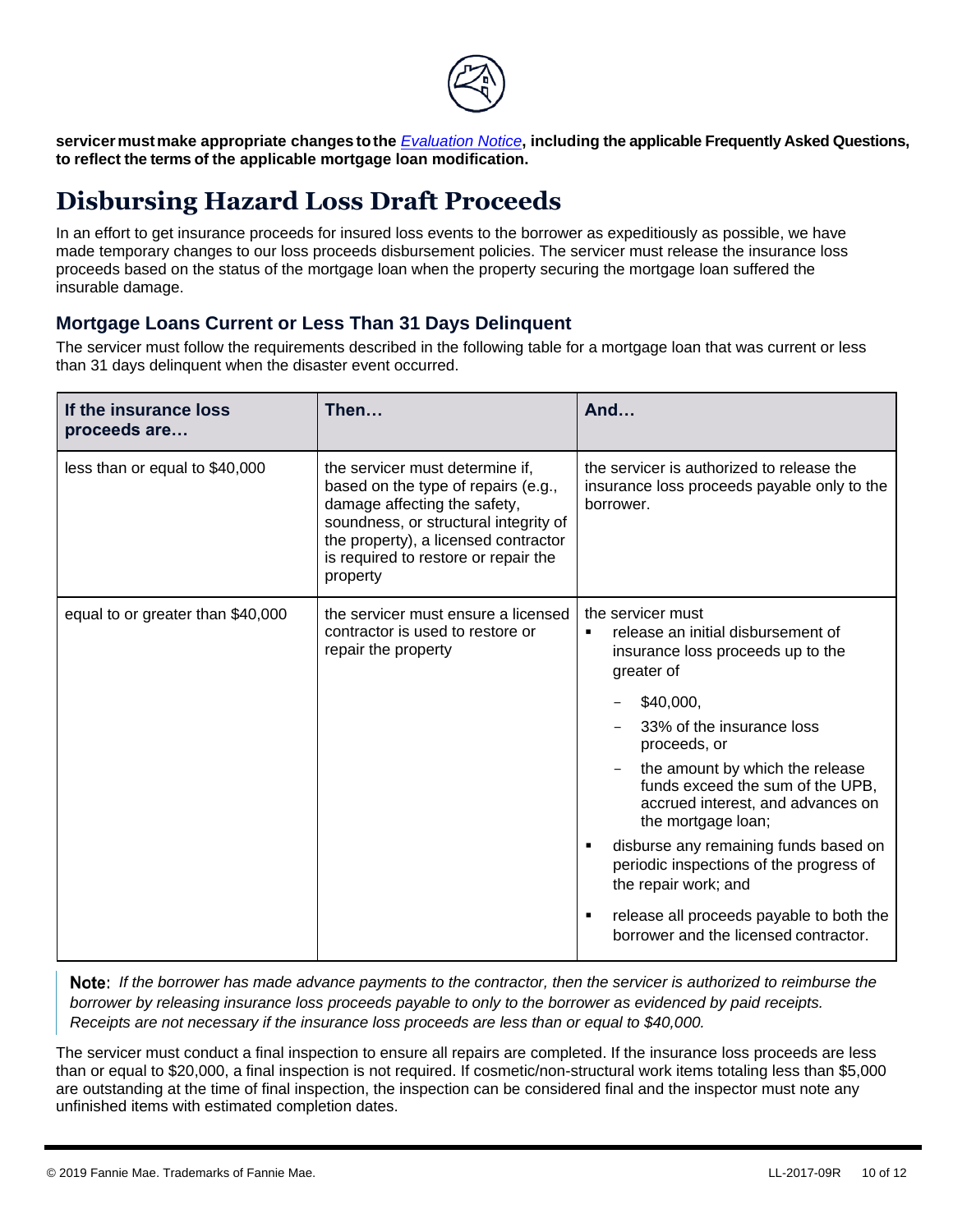**servicer must make appropriate changes to the *Evaluation Notice*, including the applicable Frequently Asked Questions, to reflect the terms of the applicable mortgage loan modification.**

# Disbursing Hazard Loss Draft Proceeds

In an effort to get insurance proceeds for insured loss events to the borrower as expeditiously as possible, we have made temporary changes to our loss proceeds disbursement policies. The servicer must release the insurance loss proceeds based on the status of the mortgage loan when the property securing the mortgage loan suffered the insurable damage.

## Mortgage Loans Current or Less Than 31 Days Delinquent

The servicer must follow the requirements described in the following table for a mortgage loan that was current or less than 31 days delinquent when the disaster event occurred.

| If the insurance loss proceeds are… | Then… | And… |
|---|---|---|
| less than or equal to $40,000 | the servicer must determine if, based on the type of repairs (e.g., damage affecting the safety, soundness, or structural integrity of the property), a licensed contractor is required to restore or repair the property | the servicer is authorized to release the insurance loss proceeds payable only to the borrower. |
| equal to or greater than $40,000 | the servicer must ensure a licensed contractor is used to restore or repair the property | the servicer must<br>▪ release an initial disbursement of insurance loss proceeds up to the greater of<br>– $40,000,<br>– 33% of the insurance loss proceeds, or<br>– the amount by which the release funds exceed the sum of the UPB, accrued interest, and advances on the mortgage loan;<br>▪ disburse any remaining funds based on periodic inspections of the progress of the repair work; and<br>▪ release all proceeds payable to both the borrower and the licensed contractor. |

**Note:** *If the borrower has made advance payments to the contractor, then the servicer is authorized to reimburse the borrower by releasing insurance loss proceeds payable to only to the borrower as evidenced by paid receipts. Receipts are not necessary if the insurance loss proceeds are less than or equal to $40,000.*

The servicer must conduct a final inspection to ensure all repairs are completed. If the insurance loss proceeds are less than or equal to $20,000, a final inspection is not required. If cosmetic/non-structural work items totaling less than $5,000 are outstanding at the time of final inspection, the inspection can be considered final and the inspector must note any unfinished items with estimated completion dates.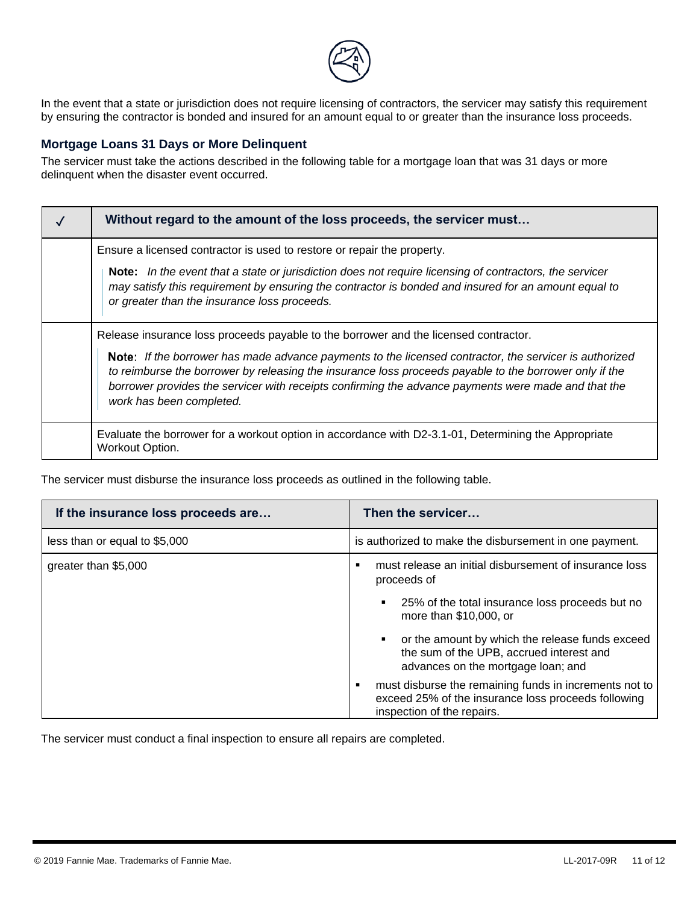In the event that a state or jurisdiction does not require licensing of contractors, the servicer may satisfy this requirement by ensuring the contractor is bonded and insured for an amount equal to or greater than the insurance loss proceeds.

### Mortgage Loans 31 Days or More Delinquent

The servicer must take the actions described in the following table for a mortgage loan that was 31 days or more delinquent when the disaster event occurred.

| ✓ | Without regard to the amount of the loss proceeds, the servicer must… |
|---|---|
| | Ensure a licensed contractor is used to restore or repair the property.<br><br>**Note:** *In the event that a state or jurisdiction does not require licensing of contractors, the servicer may satisfy this requirement by ensuring the contractor is bonded and insured for an amount equal to or greater than the insurance loss proceeds.* |
| | Release insurance loss proceeds payable to the borrower and the licensed contractor.<br><br>**Note:** *If the borrower has made advance payments to the licensed contractor, the servicer is authorized to reimburse the borrower by releasing the insurance loss proceeds payable to the borrower only if the borrower provides the servicer with receipts confirming the advance payments were made and that the work has been completed.* |
| | Evaluate the borrower for a workout option in accordance with D2-3.1-01, Determining the Appropriate Workout Option. |

The servicer must disburse the insurance loss proceeds as outlined in the following table.

| If the insurance loss proceeds are… | Then the servicer… |
|---|---|
| less than or equal to $5,000 | is authorized to make the disbursement in one payment. |
| greater than $5,000 | ▪ must release an initial disbursement of insurance loss proceeds of<br>&nbsp;&nbsp;&nbsp;&nbsp;▪ 25% of the total insurance loss proceeds but no more than $10,000, or<br>&nbsp;&nbsp;&nbsp;&nbsp;▪ or the amount by which the release funds exceed the sum of the UPB, accrued interest and advances on the mortgage loan; and<br>▪ must disburse the remaining funds in increments not to exceed 25% of the insurance loss proceeds following inspection of the repairs. |

The servicer must conduct a final inspection to ensure all repairs are completed.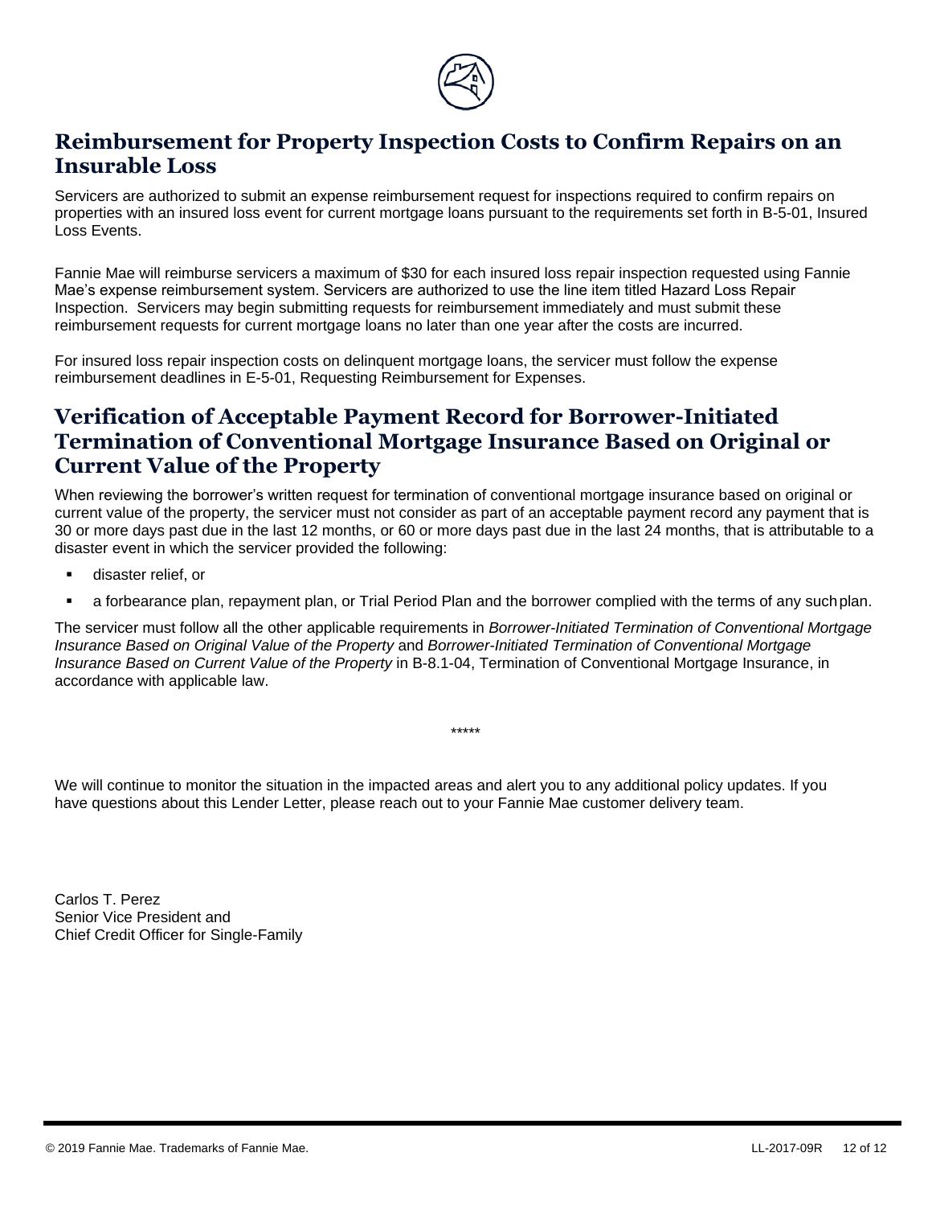## Reimbursement for Property Inspection Costs to Confirm Repairs on an Insurable Loss

Servicers are authorized to submit an expense reimbursement request for inspections required to confirm repairs on properties with an insured loss event for current mortgage loans pursuant to the requirements set forth in B-5-01, Insured Loss Events.

Fannie Mae will reimburse servicers a maximum of $30 for each insured loss repair inspection requested using Fannie Mae's expense reimbursement system. Servicers are authorized to use the line item titled Hazard Loss Repair Inspection. Servicers may begin submitting requests for reimbursement immediately and must submit these reimbursement requests for current mortgage loans no later than one year after the costs are incurred.

For insured loss repair inspection costs on delinquent mortgage loans, the servicer must follow the expense reimbursement deadlines in E-5-01, Requesting Reimbursement for Expenses.

## Verification of Acceptable Payment Record for Borrower-Initiated Termination of Conventional Mortgage Insurance Based on Original or Current Value of the Property

When reviewing the borrower's written request for termination of conventional mortgage insurance based on original or current value of the property, the servicer must not consider as part of an acceptable payment record any payment that is 30 or more days past due in the last 12 months, or 60 or more days past due in the last 24 months, that is attributable to a disaster event in which the servicer provided the following:

- disaster relief, or
- a forbearance plan, repayment plan, or Trial Period Plan and the borrower complied with the terms of any such plan.

The servicer must follow all the other applicable requirements in *Borrower-Initiated Termination of Conventional Mortgage Insurance Based on Original Value of the Property* and *Borrower-Initiated Termination of Conventional Mortgage Insurance Based on Current Value of the Property* in B-8.1-04, Termination of Conventional Mortgage Insurance, in accordance with applicable law.

*****

We will continue to monitor the situation in the impacted areas and alert you to any additional policy updates. If you have questions about this Lender Letter, please reach out to your Fannie Mae customer delivery team.

Carlos T. Perez
Senior Vice President and
Chief Credit Officer for Single-Family